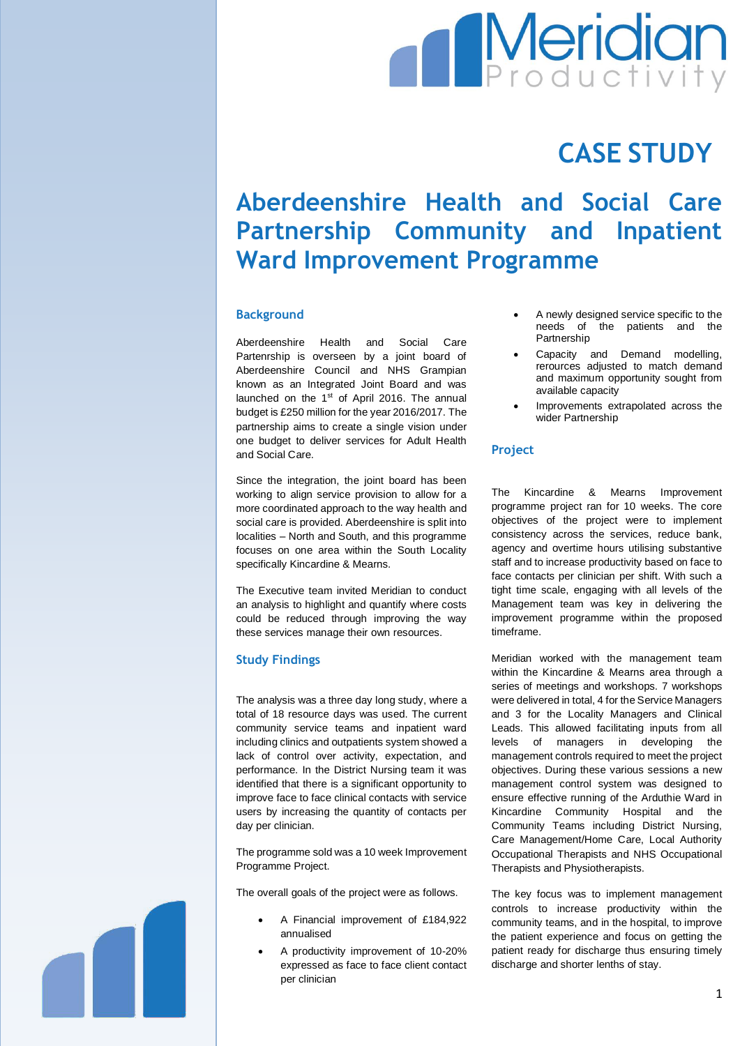Meridian Productivity

# CASE STUDY

# Aberdeenshire Health and Social Care Partnership Community and Inpatient Ward Improvement Programme

## Background

Aberdeenshire Health and Social Care Partenrship is overseen by a joint board of Aberdeenshire Council and NHS Grampian known as an Integrated Joint Board and was launched on the 1st of April 2016. The annual budget is £250 million for the year 2016/2017. The partnership aims to create a single vision under one budget to deliver services for Adult Health and Social Care.

Since the integration, the joint board has been working to align service provision to allow for a more coordinated approach to the way health and social care is provided. Aberdeenshire is split into localities – North and South, and this programme focuses on one area within the South Locality specifically Kincardine & Mearns.

The Executive team invited Meridian to conduct an analysis to highlight and quantify where costs could be reduced through improving the way these services manage their own resources.

## Study Findings

The analysis was a three day long study, where a total of 18 resource days was used. The current community service teams and inpatient ward including clinics and outpatients system showed a lack of control over activity, expectation, and performance. In the District Nursing team it was identified that there is a significant opportunity to improve face to face clinical contacts with service users by increasing the quantity of contacts per day per clinician.

The programme sold was a 10 week Improvement Programme Project.

The overall goals of the project were as follows.

- A Financial improvement of £184,922 annualised
- A productivity improvement of 10-20% expressed as face to face client contact per clinician
- A newly designed service specific to the needs of the patients and the Partnership
- Capacity and Demand modelling, rerources adjusted to match demand and maximum opportunity sought from available capacity
- Improvements extrapolated across the wider Partnership

## Project

The Kincardine & Mearns Improvement programme project ran for 10 weeks. The core objectives of the project were to implement consistency across the services, reduce bank, agency and overtime hours utilising substantive staff and to increase productivity based on face to face contacts per clinician per shift. With such a tight time scale, engaging with all levels of the Management team was key in delivering the improvement programme within the proposed timeframe.

Meridian worked with the management team within the Kincardine & Mearns area through a series of meetings and workshops. 7 workshops were delivered in total, 4 for the Service Managers and 3 for the Locality Managers and Clinical Leads. This allowed facilitating inputs from all levels of managers in developing the management controls required to meet the project objectives. During these various sessions a new management control system was designed to ensure effective running of the Arduthie Ward in Kincardine Community Hospital and the Community Teams including District Nursing, Care Management/Home Care, Local Authority Occupational Therapists and NHS Occupational Therapists and Physiotherapists.

The key focus was to implement management controls to increase productivity within the community teams, and in the hospital, to improve the patient experience and focus on getting the patient ready for discharge thus ensuring timely discharge and shorter lenths of stay.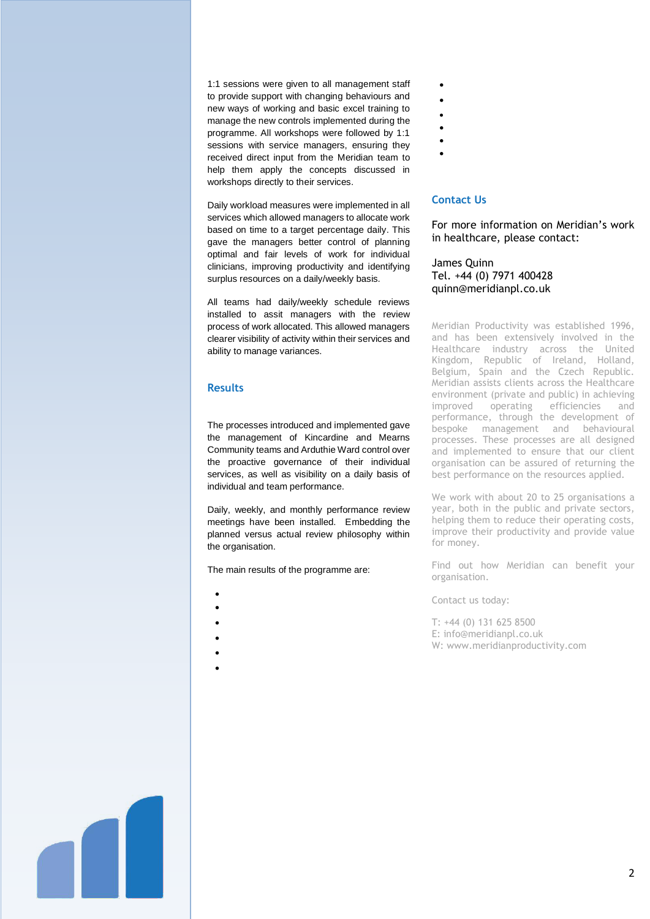1:1 sessions were given to all management staff to provide support with changing behaviours and new ways of working and basic excel training to manage the new controls implemented during the programme. All workshops were followed by 1:1 sessions with service managers, ensuring they received direct input from the Meridian team to help them apply the concepts discussed in workshops directly to their services.

Daily workload measures were implemented in all services which allowed managers to allocate work based on time to a target percentage daily. This gave the managers better control of planning optimal and fair levels of work for individual clinicians, improving productivity and identifying surplus resources on a daily/weekly basis.

All teams had daily/weekly schedule reviews installed to assit managers with the review process of work allocated. This allowed managers clearer visibility of activity within their services and ability to manage variances.

## Results

The processes introduced and implemented gave the management of Kincardine and Mearns Community teams and Arduthie Ward control over the proactive governance of their individual services, as well as visibility on a daily basis of individual and team performance.

Daily, weekly, and monthly performance review meetings have been installed. Embedding the planned versus actual review philosophy within the organisation.

The main results of the programme are:

## Contact Us

For more information on Meridian's work in healthcare, please contact:

James Quinn
Tel. +44 (0) 7971 400428
quinn@meridianpl.co.uk

Meridian Productivity was established 1996, and has been extensively involved in the Healthcare industry across the United Kingdom, Republic of Ireland, Holland, Belgium, Spain and the Czech Republic. Meridian assists clients across the Healthcare environment (private and public) in achieving improved operating efficiencies and performance, through the development of bespoke management and behavioural processes. These processes are all designed and implemented to ensure that our client organisation can be assured of returning the best performance on the resources applied.

We work with about 20 to 25 organisations a year, both in the public and private sectors, helping them to reduce their operating costs, improve their productivity and provide value for money.

Find out how Meridian can benefit your organisation.

Contact us today:

T: +44 (0) 131 625 8500
E: info@meridianpl.co.uk
W: www.meridianproductivity.com